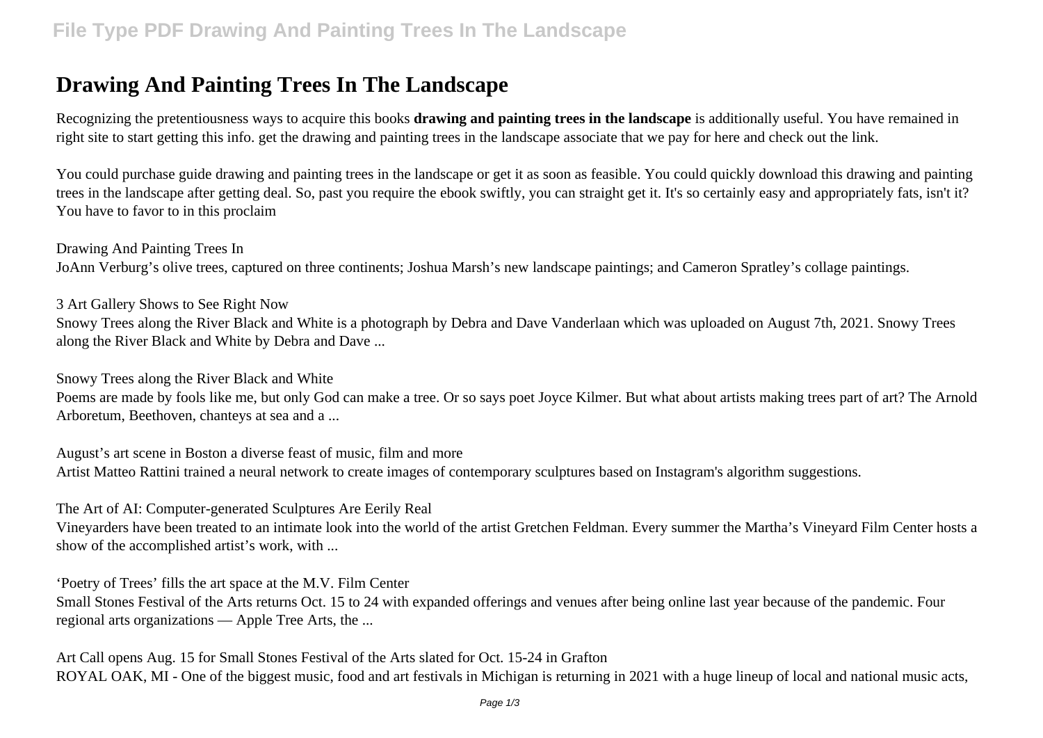# Drawing And Painting Trees In The Landscape

Recognizing the pretentiousness ways to acquire this books **drawing and painting trees in the landscape** is additionally useful. You have remained in right site to start getting this info. get the drawing and painting trees in the landscape associate that we pay for here and check out the link.

You could purchase guide drawing and painting trees in the landscape or get it as soon as feasible. You could quickly download this drawing and painting trees in the landscape after getting deal. So, past you require the ebook swiftly, you can straight get it. It's so certainly easy and appropriately fats, isn't it? You have to favor to in this proclaim

Drawing And Painting Trees In
JoAnn Verburg's olive trees, captured on three continents; Joshua Marsh's new landscape paintings; and Cameron Spratley's collage paintings.

3 Art Gallery Shows to See Right Now
Snowy Trees along the River Black and White is a photograph by Debra and Dave Vanderlaan which was uploaded on August 7th, 2021. Snowy Trees along the River Black and White by Debra and Dave ...

Snowy Trees along the River Black and White
Poems are made by fools like me, but only God can make a tree. Or so says poet Joyce Kilmer. But what about artists making trees part of art? The Arnold Arboretum, Beethoven, chanteys at sea and a ...

August's art scene in Boston a diverse feast of music, film and more
Artist Matteo Rattini trained a neural network to create images of contemporary sculptures based on Instagram's algorithm suggestions.

The Art of AI: Computer-generated Sculptures Are Eerily Real
Vineyarders have been treated to an intimate look into the world of the artist Gretchen Feldman. Every summer the Martha's Vineyard Film Center hosts a show of the accomplished artist's work, with ...

'Poetry of Trees' fills the art space at the M.V. Film Center
Small Stones Festival of the Arts returns Oct. 15 to 24 with expanded offerings and venues after being online last year because of the pandemic. Four regional arts organizations — Apple Tree Arts, the ...

Art Call opens Aug. 15 for Small Stones Festival of the Arts slated for Oct. 15-24 in Grafton
ROYAL OAK, MI - One of the biggest music, food and art festivals in Michigan is returning in 2021 with a huge lineup of local and national music acts,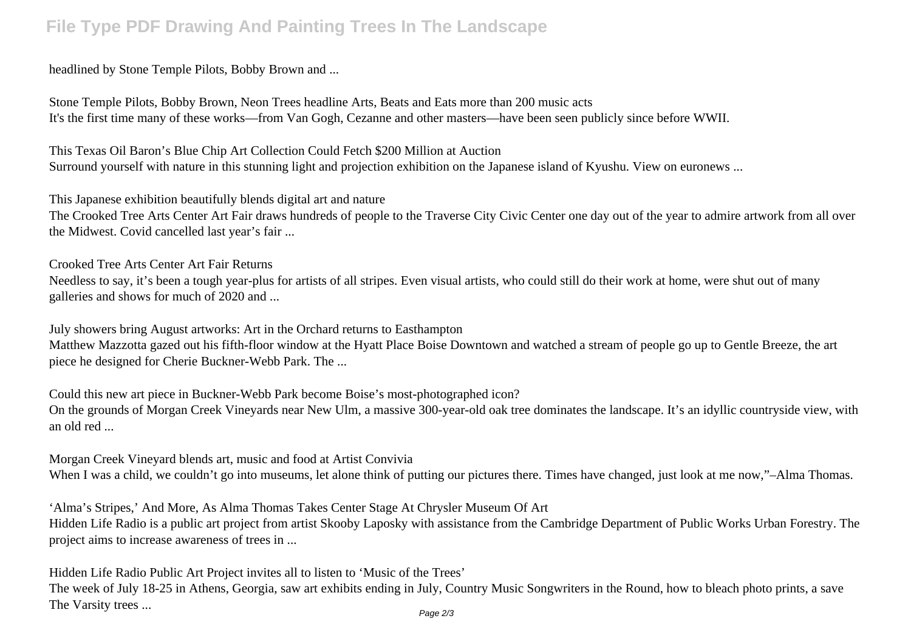headlined by Stone Temple Pilots, Bobby Brown and ...

Stone Temple Pilots, Bobby Brown, Neon Trees headline Arts, Beats and Eats more than 200 music acts
It's the first time many of these works—from Van Gogh, Cezanne and other masters—have been seen publicly since before WWII.

This Texas Oil Baron's Blue Chip Art Collection Could Fetch $200 Million at Auction
Surround yourself with nature in this stunning light and projection exhibition on the Japanese island of Kyushu. View on euronews ...

This Japanese exhibition beautifully blends digital art and nature
The Crooked Tree Arts Center Art Fair draws hundreds of people to the Traverse City Civic Center one day out of the year to admire artwork from all over the Midwest. Covid cancelled last year's fair ...

Crooked Tree Arts Center Art Fair Returns
Needless to say, it's been a tough year-plus for artists of all stripes. Even visual artists, who could still do their work at home, were shut out of many galleries and shows for much of 2020 and ...

July showers bring August artworks: Art in the Orchard returns to Easthampton
Matthew Mazzotta gazed out his fifth-floor window at the Hyatt Place Boise Downtown and watched a stream of people go up to Gentle Breeze, the art piece he designed for Cherie Buckner-Webb Park. The ...

Could this new art piece in Buckner-Webb Park become Boise's most-photographed icon?
On the grounds of Morgan Creek Vineyards near New Ulm, a massive 300-year-old oak tree dominates the landscape. It's an idyllic countryside view, with an old red ...

Morgan Creek Vineyard blends art, music and food at Artist Convivia
When I was a child, we couldn't go into museums, let alone think of putting our pictures there. Times have changed, just look at me now,"–Alma Thomas.

'Alma's Stripes,' And More, As Alma Thomas Takes Center Stage At Chrysler Museum Of Art
Hidden Life Radio is a public art project from artist Skooby Laposky with assistance from the Cambridge Department of Public Works Urban Forestry. The project aims to increase awareness of trees in ...

Hidden Life Radio Public Art Project invites all to listen to 'Music of the Trees'
The week of July 18-25 in Athens, Georgia, saw art exhibits ending in July, Country Music Songwriters in the Round, how to bleach photo prints, a save The Varsity trees ...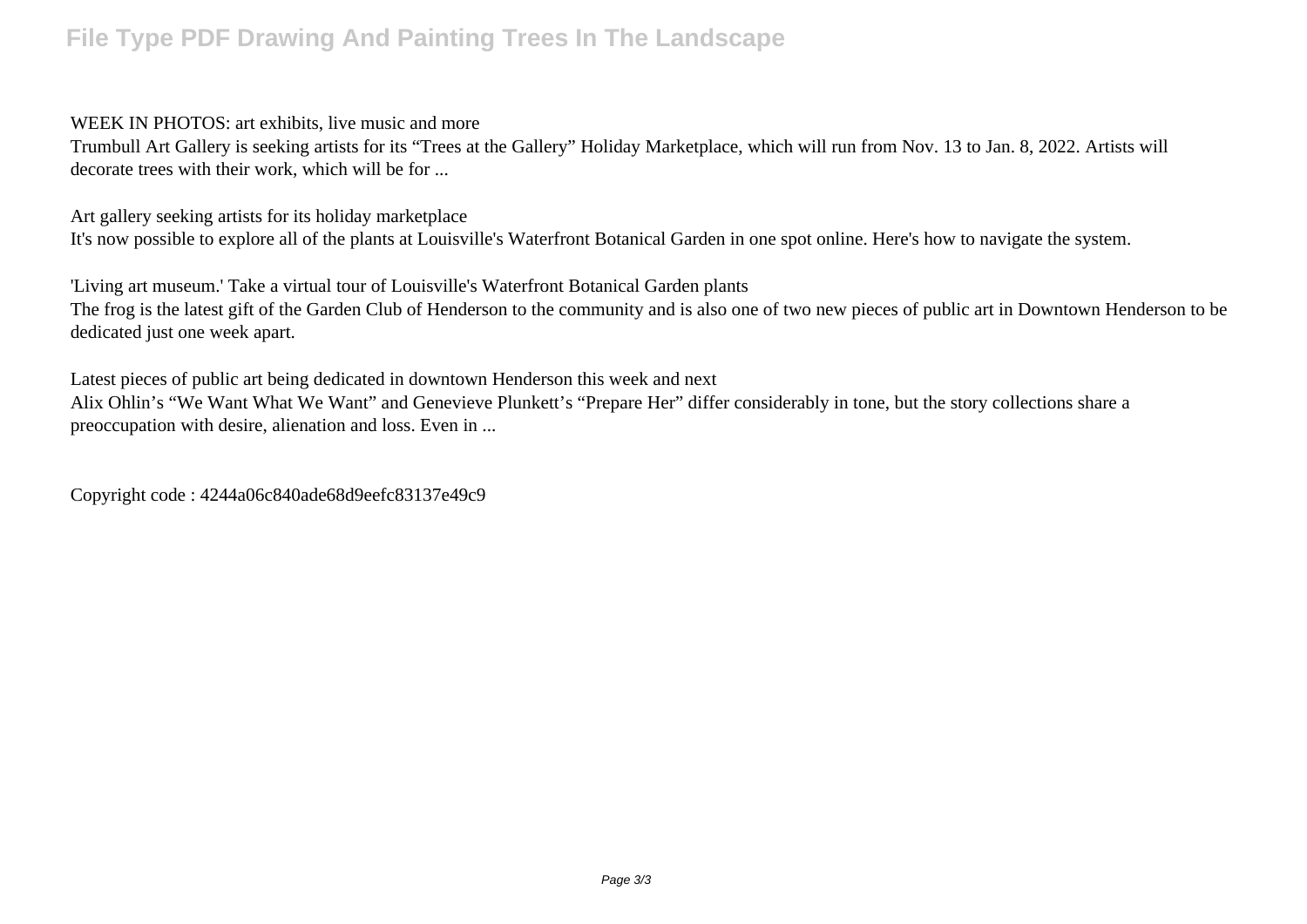WEEK IN PHOTOS: art exhibits, live music and more

Trumbull Art Gallery is seeking artists for its “Trees at the Gallery” Holiday Marketplace, which will run from Nov. 13 to Jan. 8, 2022. Artists will decorate trees with their work, which will be for ...

Art gallery seeking artists for its holiday marketplace

It's now possible to explore all of the plants at Louisville's Waterfront Botanical Garden in one spot online. Here's how to navigate the system.

'Living art museum.' Take a virtual tour of Louisville's Waterfront Botanical Garden plants

The frog is the latest gift of the Garden Club of Henderson to the community and is also one of two new pieces of public art in Downtown Henderson to be dedicated just one week apart.

Latest pieces of public art being dedicated in downtown Henderson this week and next

Alix Ohlin’s “We Want What We Want” and Genevieve Plunkett’s “Prepare Her” differ considerably in tone, but the story collections share a preoccupation with desire, alienation and loss. Even in ...

Copyright code : 4244a06c840ade68d9eefc83137e49c9